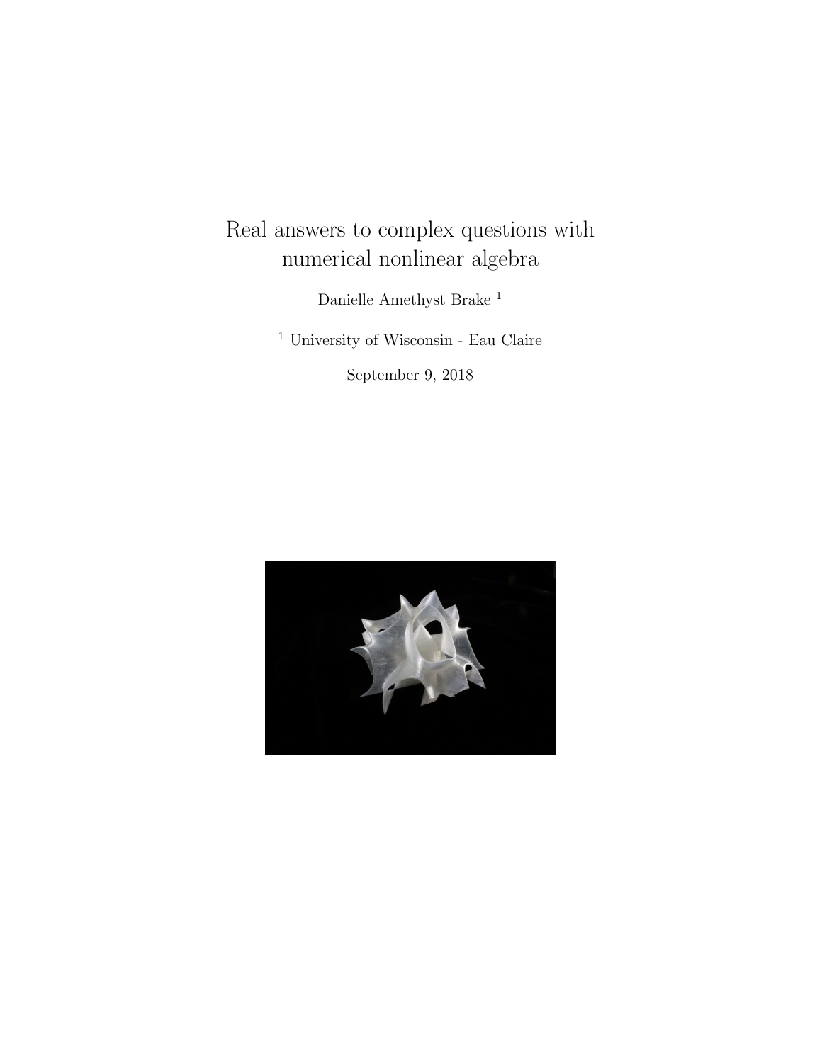# Real answers to complex questions with numerical nonlinear algebra

Danielle Amethyst Brake [1]

[1] University of Wisconsin - Eau Claire

September 9, 2018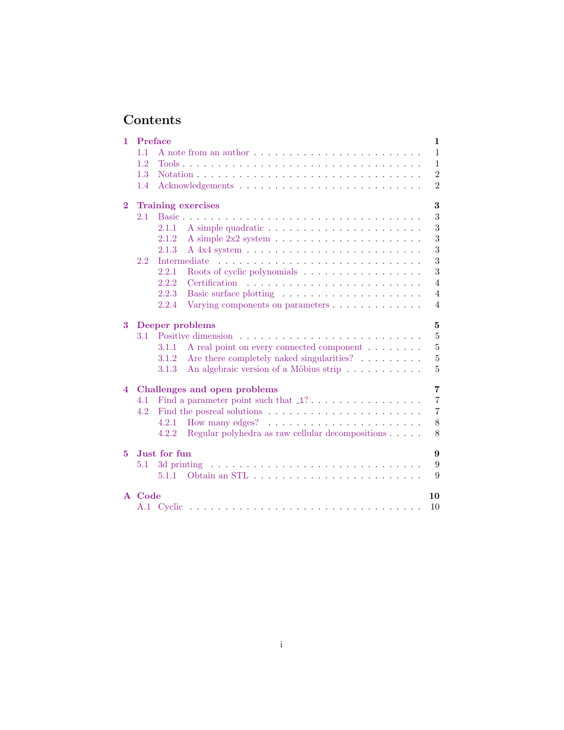# Contents

**1 Preface** — **1**
- 1.1 A note from an author — 1
- 1.2 Tools — 1
- 1.3 Notation — 2
- 1.4 Acknowledgements — 2

**2 Training exercises** — **3**
- 2.1 Basic — 3
  - 2.1.1 A simple quadratic — 3
  - 2.1.2 A simple 2x2 system — 3
  - 2.1.3 A 4x4 system — 3
- 2.2 Intermediate — 3
  - 2.2.1 Roots of cyclic polynomials — 3
  - 2.2.2 Certification — 4
  - 2.2.3 Basic surface plotting — 4
  - 2.2.4 Varying components on parameters — 4

**3 Deeper problems** — **5**
- 3.1 Positive dimension — 5
  - 3.1.1 A real point on every connected component — 5
  - 3.1.2 Are there completely naked singularities? — 5
  - 3.1.3 An algebraic version of a Möbius strip — 5

**4 Challenges and open problems** — **7**
- 4.1 Find a parameter point such that _1? — 7
- 4.2 Find the posreal solutions — 7
  - 4.2.1 How many edges? — 8
  - 4.2.2 Regular polyhedra as raw cellular decompositions — 8

**5 Just for fun** — **9**
- 5.1 3d printing — 9
  - 5.1.1 Obtain an STL — 9

**A Code** — **10**
- A.1 Cyclic — 10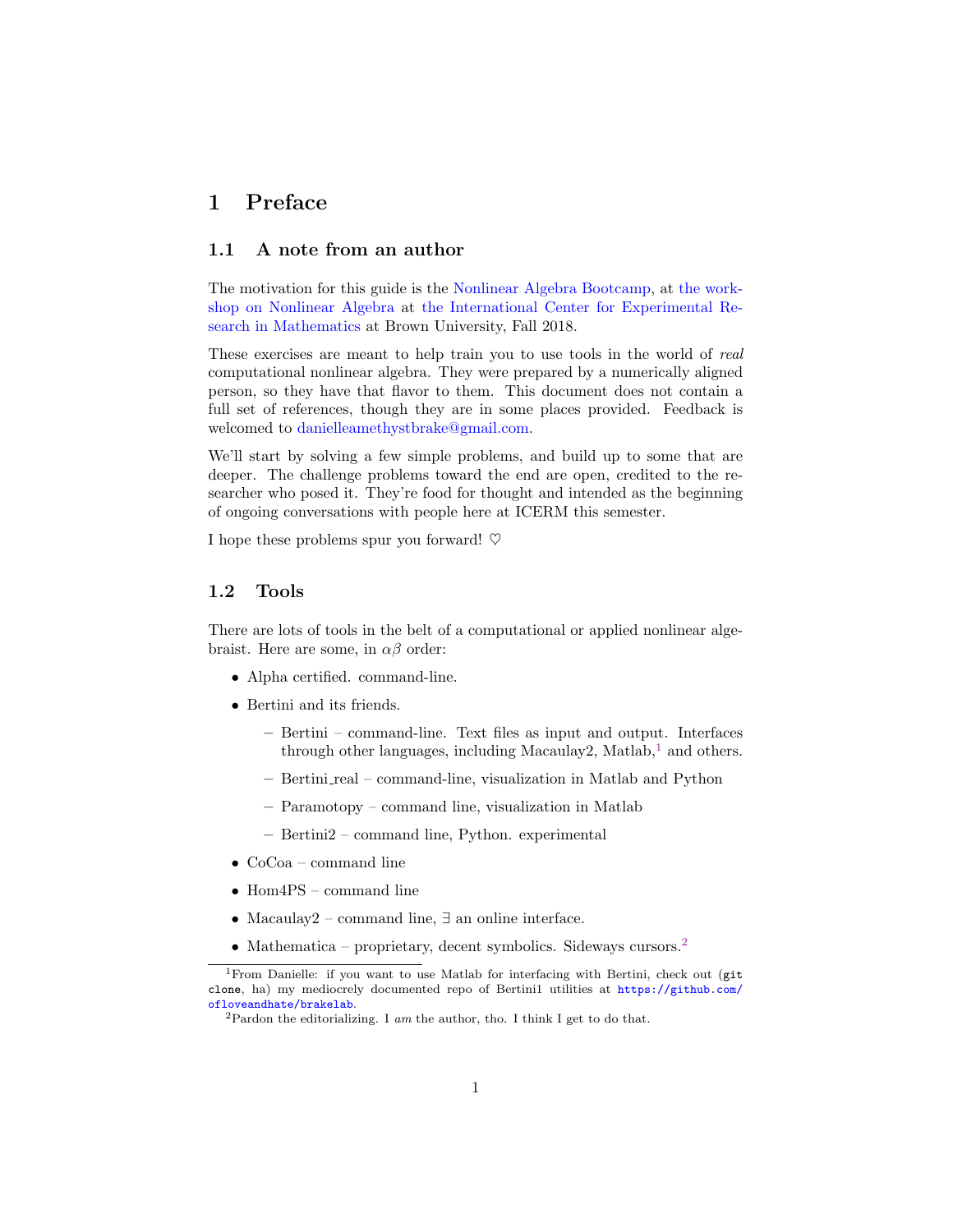# 1 Preface

## 1.1 A note from an author

The motivation for this guide is the Nonlinear Algebra Bootcamp, at the workshop on Nonlinear Algebra at the International Center for Experimental Research in Mathematics at Brown University, Fall 2018.

These exercises are meant to help train you to use tools in the world of *real* computational nonlinear algebra. They were prepared by a numerically aligned person, so they have that flavor to them. This document does not contain a full set of references, though they are in some places provided. Feedback is welcomed to danielleamethystbrake@gmail.com.

We'll start by solving a few simple problems, and build up to some that are deeper. The challenge problems toward the end are open, credited to the researcher who posed it. They're food for thought and intended as the beginning of ongoing conversations with people here at ICERM this semester.

I hope these problems spur you forward! ♡

## 1.2 Tools

There are lots of tools in the belt of a computational or applied nonlinear algebraist. Here are some, in $\alpha\beta$ order:

- Alpha certified. command-line.
- Bertini and its friends.
  - Bertini – command-line. Text files as input and output. Interfaces through other languages, including Macaulay2, Matlab,[1] and others.
  - Bertini_real – command-line, visualization in Matlab and Python
  - Paramotopy – command line, visualization in Matlab
  - Bertini2 – command line, Python. experimental
- CoCoa – command line
- Hom4PS – command line
- Macaulay2 – command line, ∃ an online interface.
- Mathematica – proprietary, decent symbolics. Sideways cursors.[2]

[1] From Danielle: if you want to use Matlab for interfacing with Bertini, check out (`git clone`, ha) my mediocrely documented repo of Bertini1 utilities at `https://github.com/ofloveandhate/brakelab`.

[2] Pardon the editorializing. I *am* the author, tho. I think I get to do that.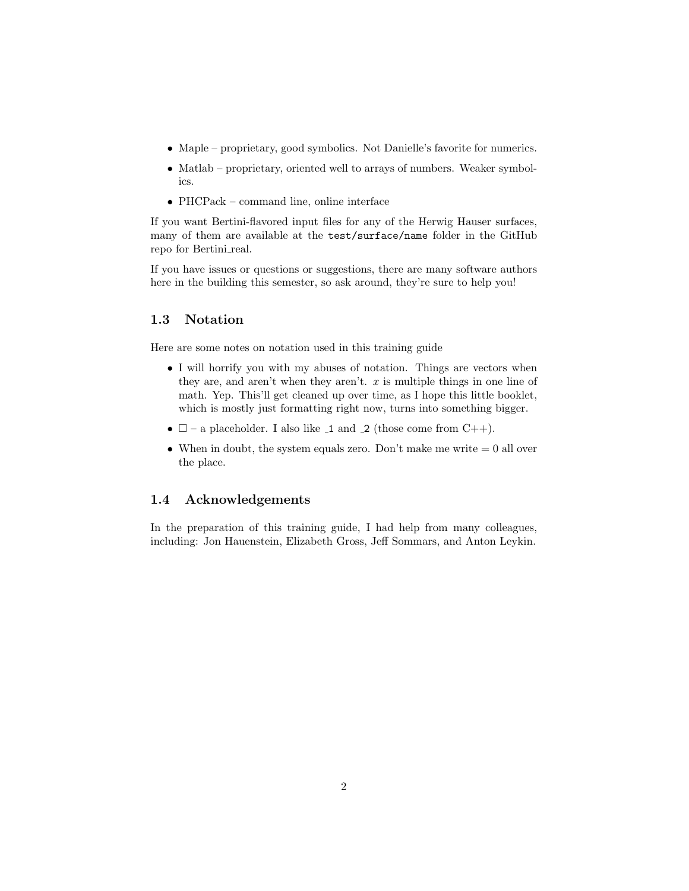- Maple – proprietary, good symbolics. Not Danielle's favorite for numerics.
- Matlab – proprietary, oriented well to arrays of numbers. Weaker symbolics.
- PHCPack – command line, online interface

If you want Bertini-flavored input files for any of the Herwig Hauser surfaces, many of them are available at the `test/surface/name` folder in the GitHub repo for Bertini_real.

If you have issues or questions or suggestions, there are many software authors here in the building this semester, so ask around, they're sure to help you!

## 1.3 Notation

Here are some notes on notation used in this training guide

- I will horrify you with my abuses of notation. Things are vectors when they are, and aren't when they aren't. $x$ is multiple things in one line of math. Yep. This'll get cleaned up over time, as I hope this little booklet, which is mostly just formatting right now, turns into something bigger.
- $\square$ – a placeholder. I also like `_1` and `_2` (those come from C++).
- When in doubt, the system equals zero. Don't make me write $= 0$ all over the place.

## 1.4 Acknowledgements

In the preparation of this training guide, I had help from many colleagues, including: Jon Hauenstein, Elizabeth Gross, Jeff Sommars, and Anton Leykin.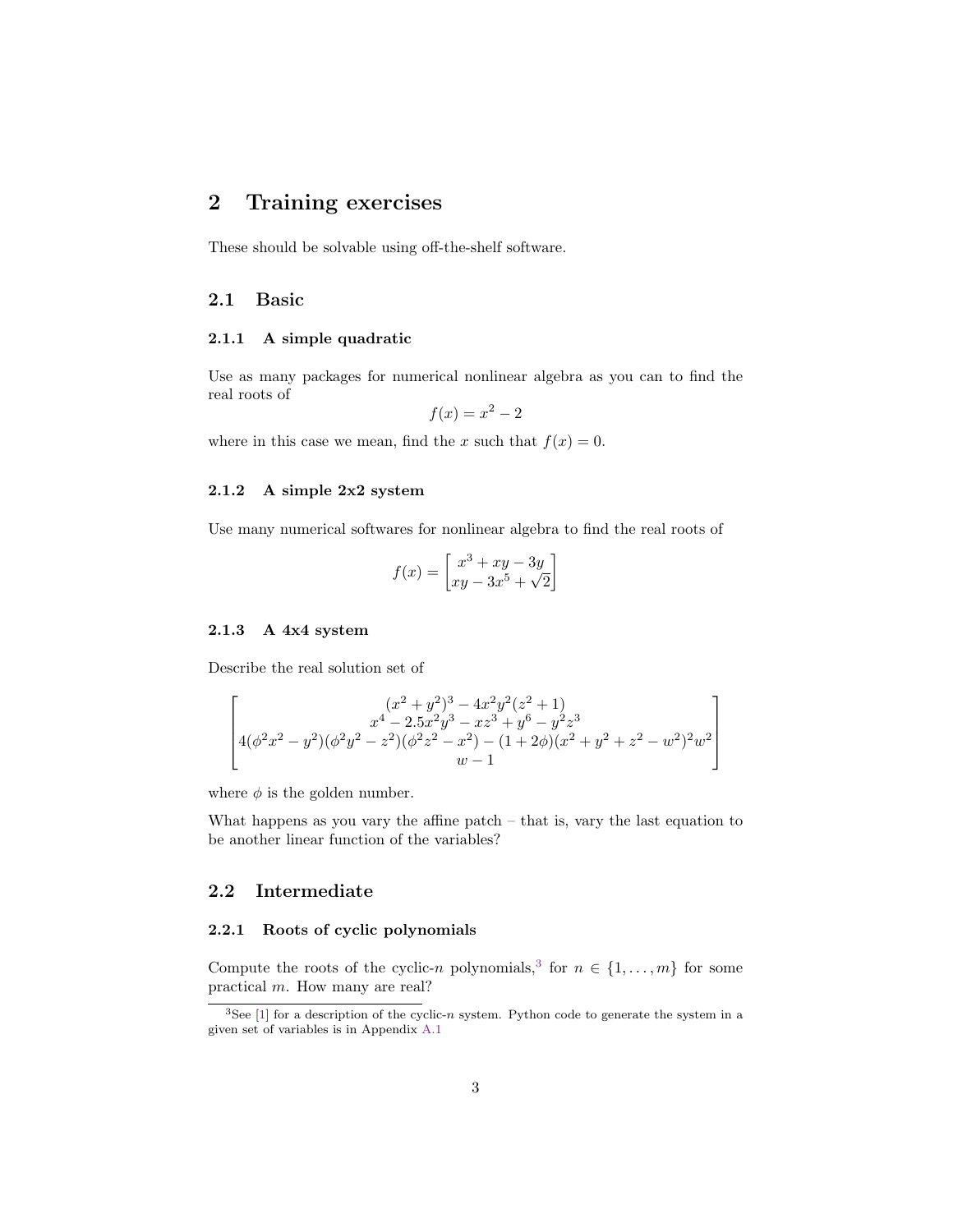# 2 Training exercises

These should be solvable using off-the-shelf software.

## 2.1 Basic

### 2.1.1 A simple quadratic

Use as many packages for numerical nonlinear algebra as you can to find the real roots of

$$f(x) = x^2 - 2$$

where in this case we mean, find the $x$ such that $f(x) = 0$.

### 2.1.2 A simple 2x2 system

Use many numerical softwares for nonlinear algebra to find the real roots of

$$f(x) = \begin{bmatrix} x^3 + xy - 3y \\ xy - 3x^5 + \sqrt{2} \end{bmatrix}$$

### 2.1.3 A 4x4 system

Describe the real solution set of

$$\begin{bmatrix} (x^2 + y^2)^3 - 4x^2y^2(z^2 + 1) \\ x^4 - 2.5x^2y^3 - xz^3 + y^6 - y^2z^3 \\ 4(\phi^2x^2 - y^2)(\phi^2y^2 - z^2)(\phi^2z^2 - x^2) - (1 + 2\phi)(x^2 + y^2 + z^2 - w^2)^2w^2 \\ w - 1 \end{bmatrix}$$

where $\phi$ is the golden number.

What happens as you vary the affine patch – that is, vary the last equation to be another linear function of the variables?

## 2.2 Intermediate

### 2.2.1 Roots of cyclic polynomials

Compute the roots of the cyclic-$n$ polynomials,[3] for $n \in \{1, \ldots, m\}$ for some practical $m$. How many are real?

[3] See [1] for a description of the cyclic-$n$ system. Python code to generate the system in a given set of variables is in Appendix A.1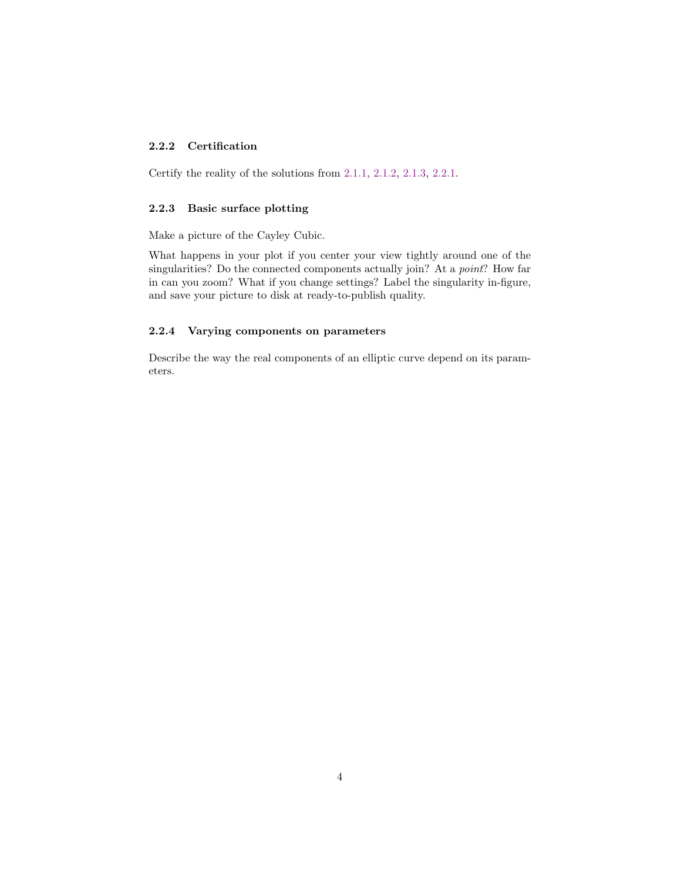### 2.2.2 Certification

Certify the reality of the solutions from 2.1.1, 2.1.2, 2.1.3, 2.2.1.

### 2.2.3 Basic surface plotting

Make a picture of the Cayley Cubic.

What happens in your plot if you center your view tightly around one of the singularities? Do the connected components actually join? At a *point*? How far in can you zoom? What if you change settings? Label the singularity in-figure, and save your picture to disk at ready-to-publish quality.

### 2.2.4 Varying components on parameters

Describe the way the real components of an elliptic curve depend on its parameters.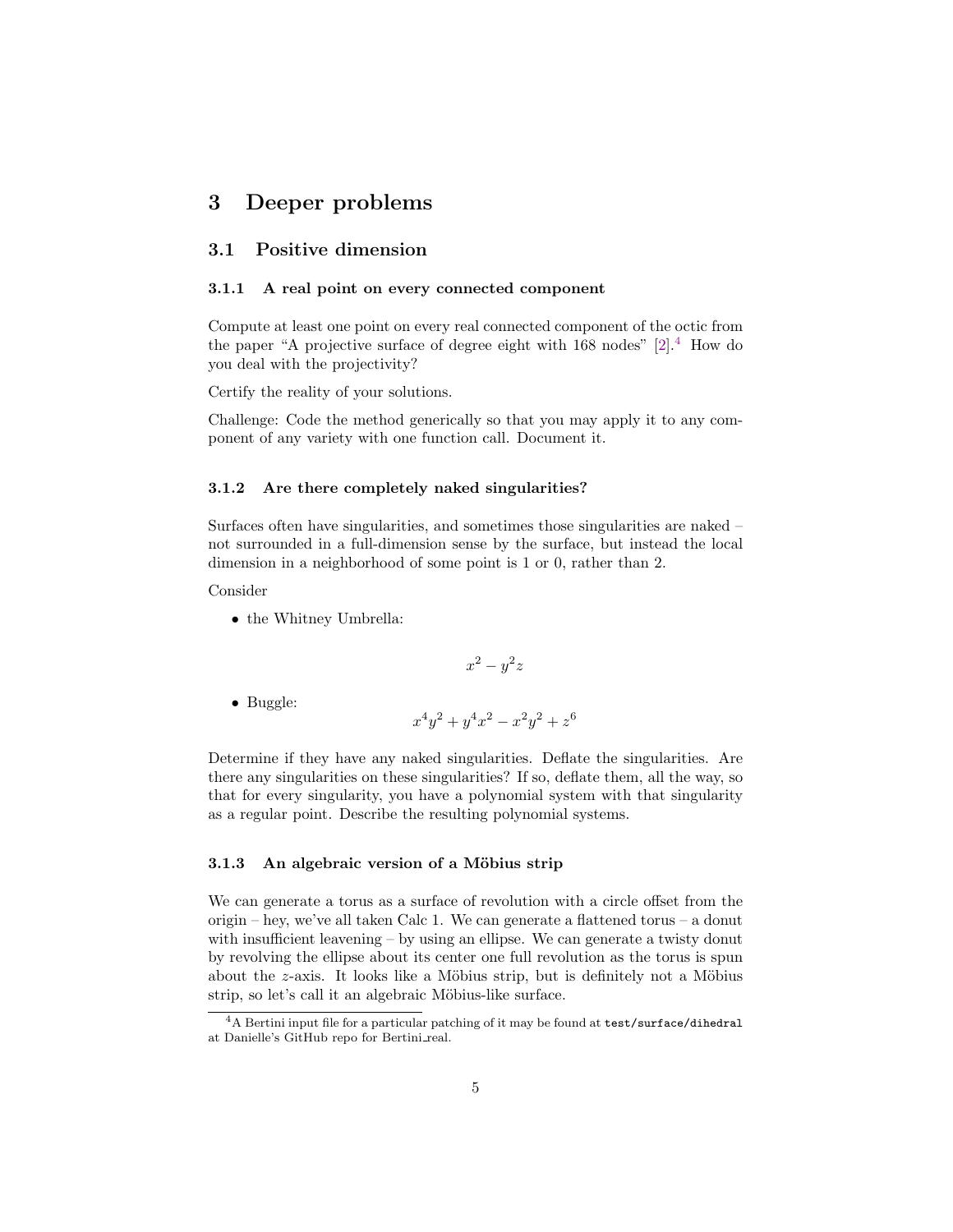# 3 Deeper problems

## 3.1 Positive dimension

### 3.1.1 A real point on every connected component

Compute at least one point on every real connected component of the octic from the paper "A projective surface of degree eight with 168 nodes" [2].[4] How do you deal with the projectivity?

Certify the reality of your solutions.

Challenge: Code the method generically so that you may apply it to any component of any variety with one function call. Document it.

### 3.1.2 Are there completely naked singularities?

Surfaces often have singularities, and sometimes those singularities are naked – not surrounded in a full-dimension sense by the surface, but instead the local dimension in a neighborhood of some point is 1 or 0, rather than 2.

Consider

- the Whitney Umbrella:

$$x^2 - y^2 z$$

- Buggle:

$$x^4 y^2 + y^4 x^2 - x^2 y^2 + z^6$$

Determine if they have any naked singularities. Deflate the singularities. Are there any singularities on these singularities? If so, deflate them, all the way, so that for every singularity, you have a polynomial system with that singularity as a regular point. Describe the resulting polynomial systems.

### 3.1.3 An algebraic version of a Möbius strip

We can generate a torus as a surface of revolution with a circle offset from the origin – hey, we've all taken Calc 1. We can generate a flattened torus – a donut with insufficient leavening – by using an ellipse. We can generate a twisty donut by revolving the ellipse about its center one full revolution as the torus is spun about the $z$-axis. It looks like a Möbius strip, but is definitely not a Möbius strip, so let's call it an algebraic Möbius-like surface.

[4] A Bertini input file for a particular patching of it may be found at `test/surface/dihedral` at Danielle's GitHub repo for Bertini_real.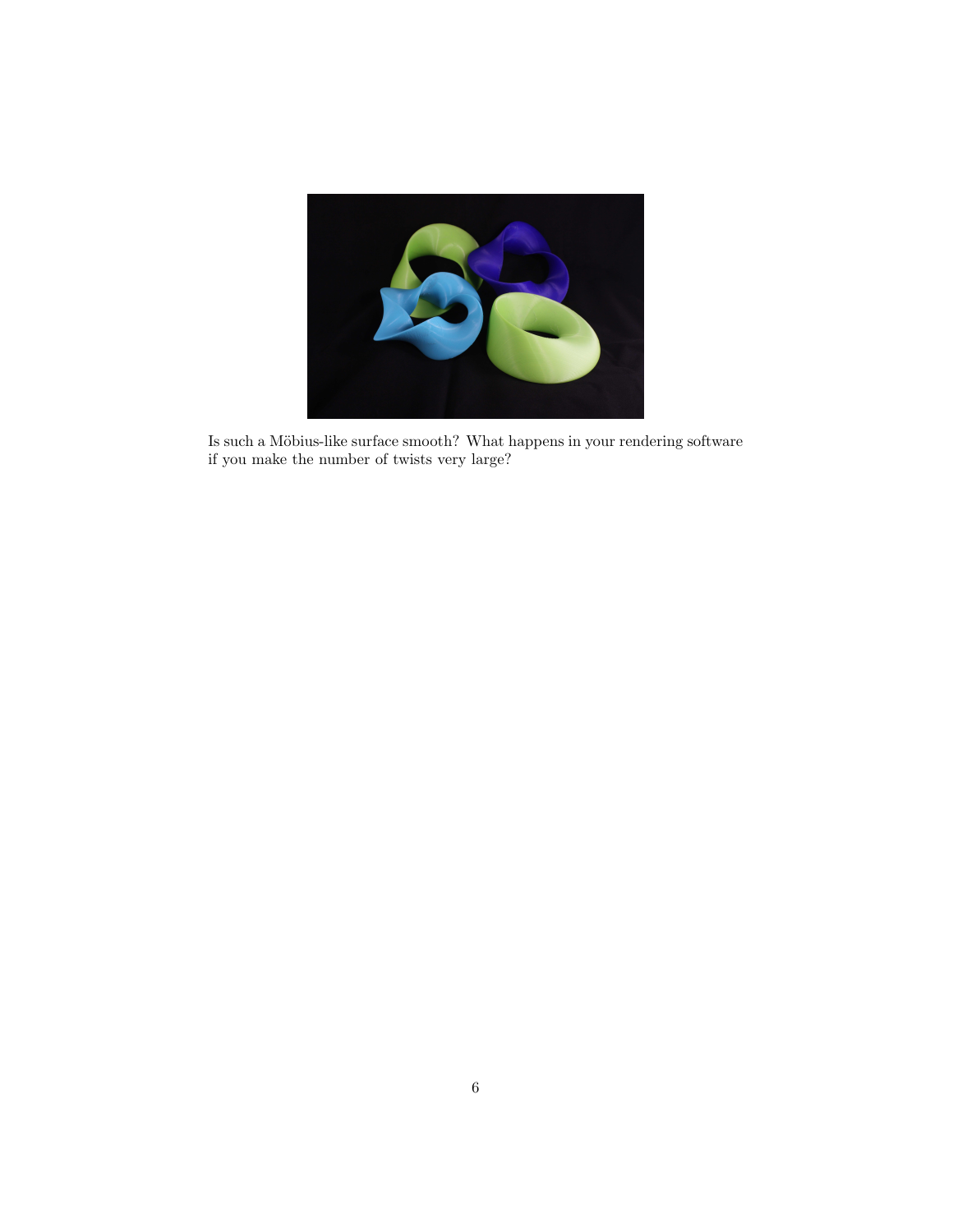Is such a Möbius-like surface smooth? What happens in your rendering software if you make the number of twists very large?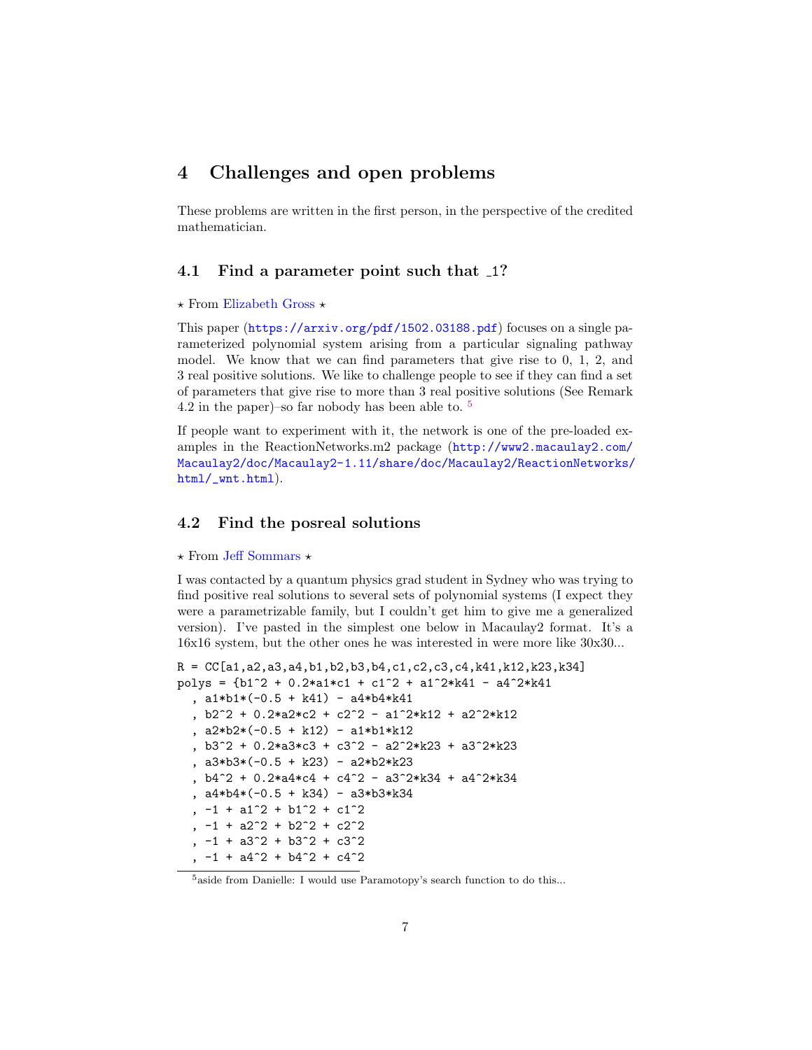# 4 Challenges and open problems

These problems are written in the first person, in the perspective of the credited mathematician.

## 4.1 Find a parameter point such that _1?

⋆ From Elizabeth Gross ⋆

This paper (https://arxiv.org/pdf/1502.03188.pdf) focuses on a single parameterized polynomial system arising from a particular signaling pathway model. We know that we can find parameters that give rise to 0, 1, 2, and 3 real positive solutions. We like to challenge people to see if they can find a set of parameters that give rise to more than 3 real positive solutions (See Remark 4.2 in the paper)–so far nobody has been able to. [5]

If people want to experiment with it, the network is one of the pre-loaded examples in the ReactionNetworks.m2 package (http://www2.macaulay2.com/Macaulay2/doc/Macaulay2-1.11/share/doc/Macaulay2/ReactionNetworks/html/_wnt.html).

## 4.2 Find the posreal solutions

⋆ From Jeff Sommars ⋆

I was contacted by a quantum physics grad student in Sydney who was trying to find positive real solutions to several sets of polynomial systems (I expect they were a parametrizable family, but I couldn't get him to give me a generalized version). I've pasted in the simplest one below in Macaulay2 format. It's a 16x16 system, but the other ones he was interested in were more like 30x30...

```
R = CC[a1,a2,a3,a4,b1,b2,b3,b4,c1,c2,c3,c4,k41,k12,k23,k34]
polys = {b1^2 + 0.2*a1*c1 + c1^2 + a1^2*k41 - a4^2*k41
  , a1*b1*(-0.5 + k41) - a4*b4*k41
  , b2^2 + 0.2*a2*c2 + c2^2 - a1^2*k12 + a2^2*k12
  , a2*b2*(-0.5 + k12) - a1*b1*k12
  , b3^2 + 0.2*a3*c3 + c3^2 - a2^2*k23 + a3^2*k23
  , a3*b3*(-0.5 + k23) - a2*b2*k23
  , b4^2 + 0.2*a4*c4 + c4^2 - a3^2*k34 + a4^2*k34
  , a4*b4*(-0.5 + k34) - a3*b3*k34
  , -1 + a1^2 + b1^2 + c1^2
  , -1 + a2^2 + b2^2 + c2^2
  , -1 + a3^2 + b3^2 + c3^2
  , -1 + a4^2 + b4^2 + c4^2
```

[5] aside from Danielle: I would use Paramotopy's search function to do this...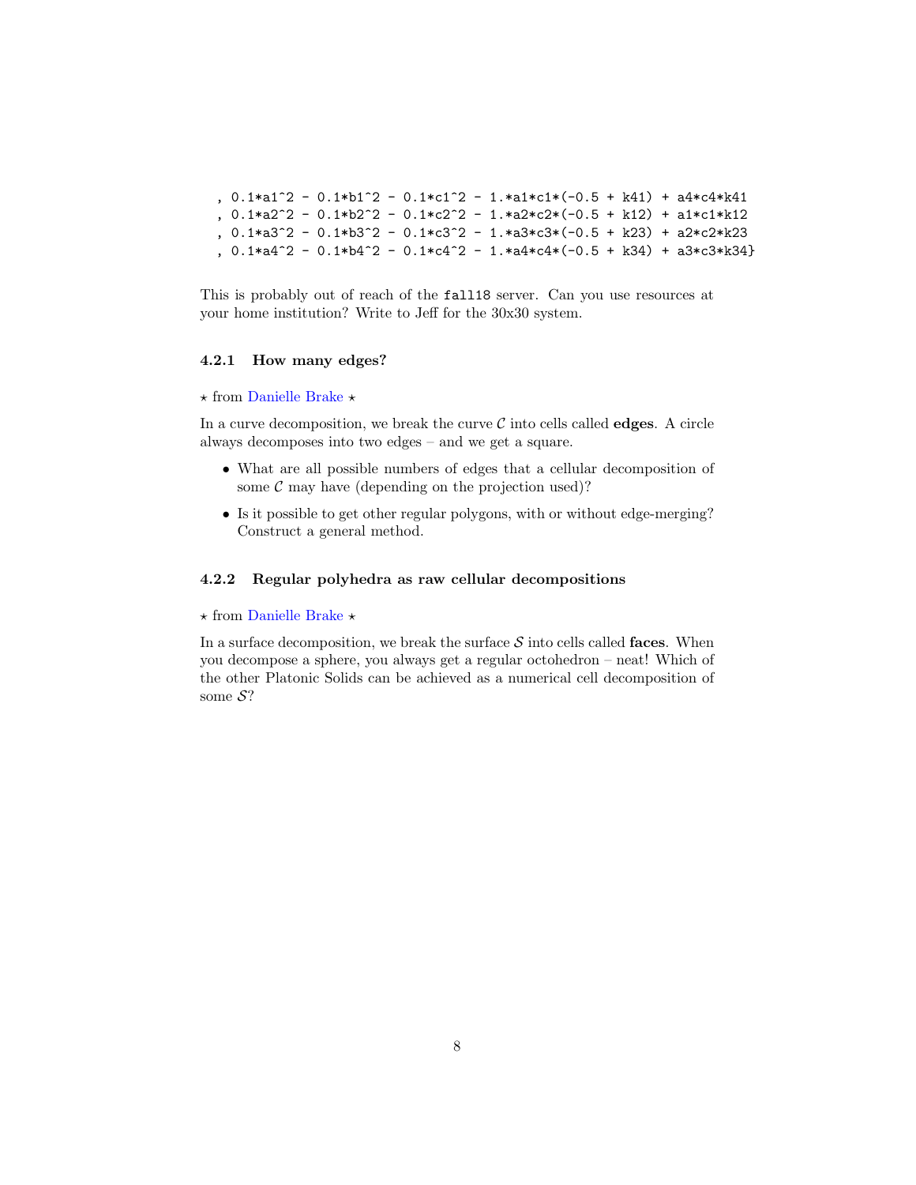```
, 0.1*a1^2 - 0.1*b1^2 - 0.1*c1^2 - 1.*a1*c1*(-0.5 + k41) + a4*c4*k41
, 0.1*a2^2 - 0.1*b2^2 - 0.1*c2^2 - 1.*a2*c2*(-0.5 + k12) + a1*c1*k12
, 0.1*a3^2 - 0.1*b3^2 - 0.1*c3^2 - 1.*a3*c3*(-0.5 + k23) + a2*c2*k23
, 0.1*a4^2 - 0.1*b4^2 - 0.1*c4^2 - 1.*a4*c4*(-0.5 + k34) + a3*c3*k34}
```

This is probably out of reach of the `fall18` server. Can you use resources at your home institution? Write to Jeff for the 30x30 system.

### 4.2.1 How many edges?

⋆ from Danielle Brake ⋆

In a curve decomposition, we break the curve $\mathcal{C}$ into cells called **edges**. A circle always decomposes into two edges – and we get a square.

- What are all possible numbers of edges that a cellular decomposition of some $\mathcal{C}$ may have (depending on the projection used)?
- Is it possible to get other regular polygons, with or without edge-merging? Construct a general method.

### 4.2.2 Regular polyhedra as raw cellular decompositions

⋆ from Danielle Brake ⋆

In a surface decomposition, we break the surface $\mathcal{S}$ into cells called **faces**. When you decompose a sphere, you always get a regular octohedron – neat! Which of the other Platonic Solids can be achieved as a numerical cell decomposition of some $\mathcal{S}$?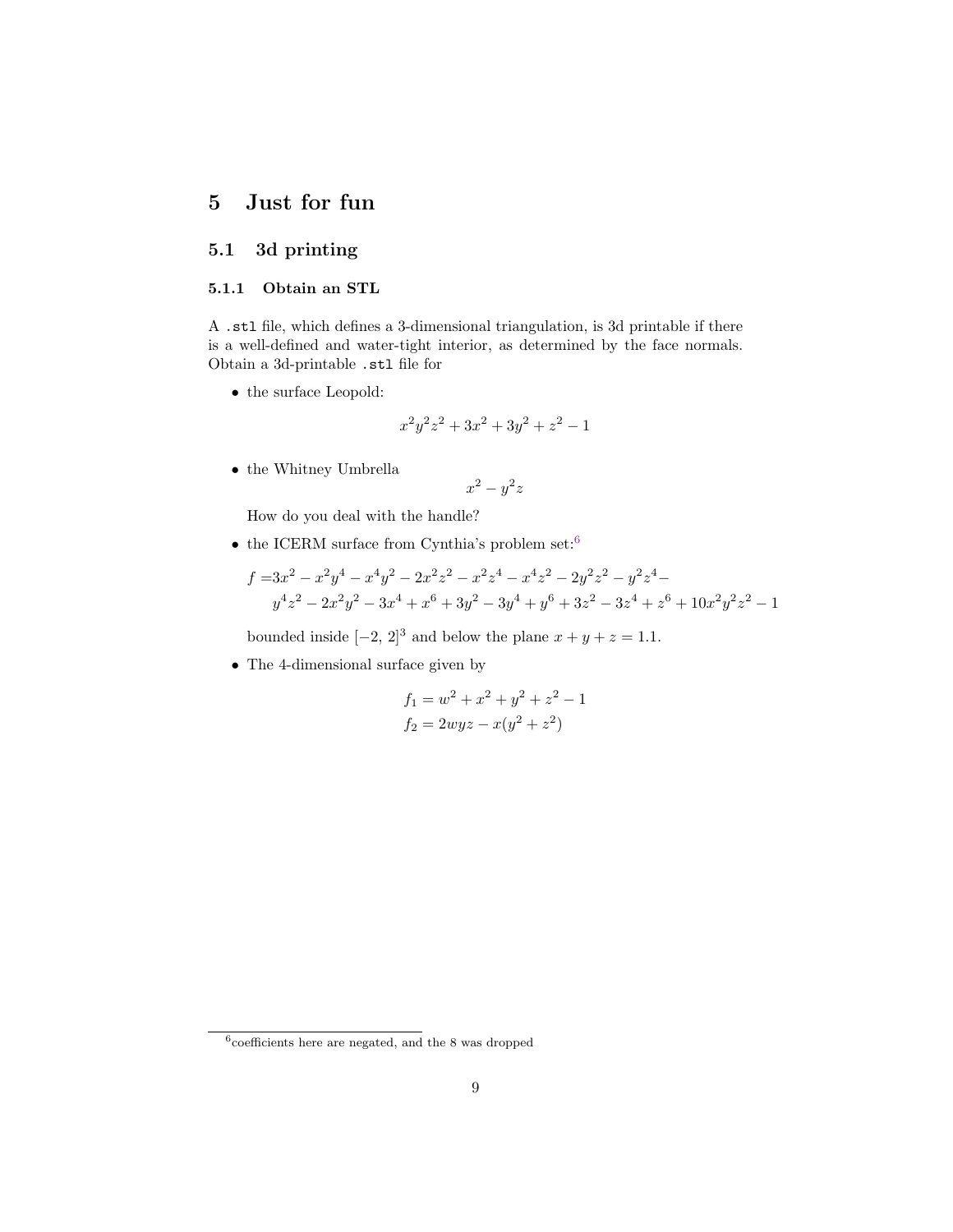# 5 Just for fun

## 5.1 3d printing

### 5.1.1 Obtain an STL

A `.stl` file, which defines a 3-dimensional triangulation, is 3d printable if there is a well-defined and water-tight interior, as determined by the face normals. Obtain a 3d-printable `.stl` file for

- the surface Leopold:

$$x^2y^2z^2 + 3x^2 + 3y^2 + z^2 - 1$$

- the Whitney Umbrella

$$x^2 - y^2z$$

  How do you deal with the handle?

- the ICERM surface from Cynthia's problem set:[6]

$$\begin{aligned} f =& 3x^2 - x^2y^4 - x^4y^2 - 2x^2z^2 - x^2z^4 - x^4z^2 - 2y^2z^2 - y^2z^4 - \\ & y^4z^2 - 2x^2y^2 - 3x^4 + x^6 + 3y^2 - 3y^4 + y^6 + 3z^2 - 3z^4 + z^6 + 10x^2y^2z^2 - 1 \end{aligned}$$

  bounded inside $[-2, 2]^3$ and below the plane $x + y + z = 1.1$.

- The 4-dimensional surface given by

$$\begin{aligned} f_1 &= w^2 + x^2 + y^2 + z^2 - 1 \\ f_2 &= 2wyz - x(y^2 + z^2) \end{aligned}$$

[6] coefficients here are negated, and the 8 was dropped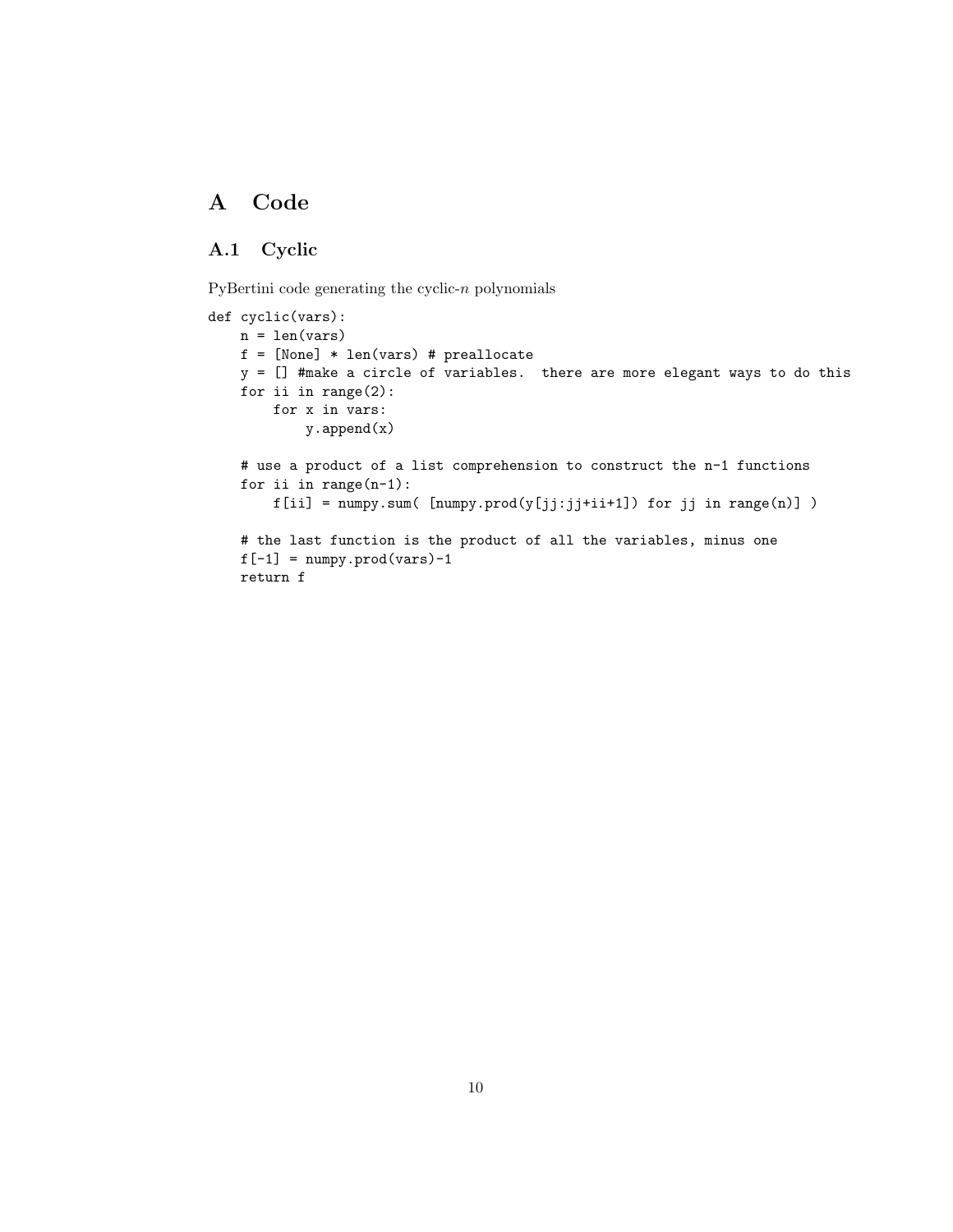# A Code

## A.1 Cyclic

PyBertini code generating the cyclic-$n$ polynomials

```
def cyclic(vars):
    n = len(vars)
    f = [None] * len(vars) # preallocate
    y = [] #make a circle of variables.  there are more elegant ways to do this
    for ii in range(2):
        for x in vars:
            y.append(x)

    # use a product of a list comprehension to construct the n-1 functions
    for ii in range(n-1):
        f[ii] = numpy.sum( [numpy.prod(y[jj:jj+ii+1]) for jj in range(n)] )

    # the last function is the product of all the variables, minus one
    f[-1] = numpy.prod(vars)-1
    return f
```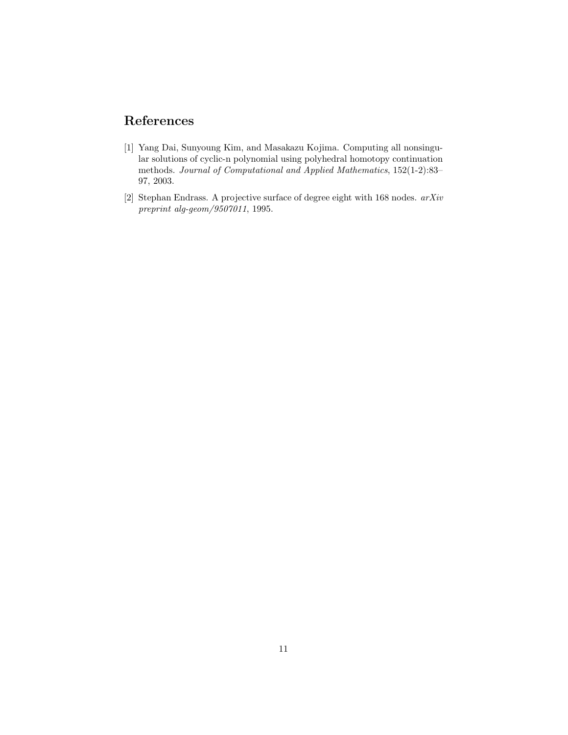## References

[1] Yang Dai, Sunyoung Kim, and Masakazu Kojima. Computing all nonsingular solutions of cyclic-n polynomial using polyhedral homotopy continuation methods. *Journal of Computational and Applied Mathematics*, 152(1-2):83–97, 2003.

[2] Stephan Endrass. A projective surface of degree eight with 168 nodes. *arXiv preprint alg-geom/9507011*, 1995.